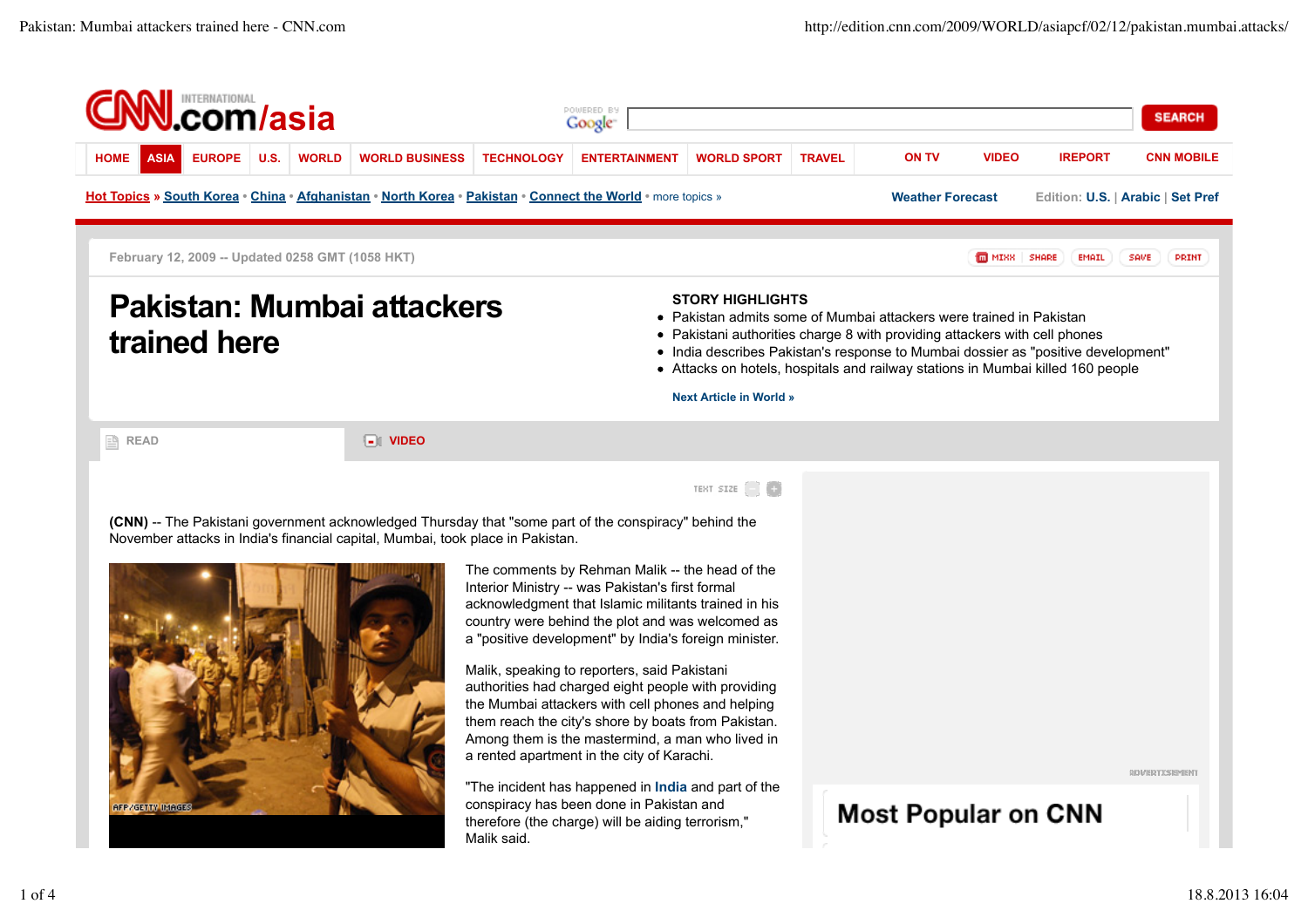February 12, 2009 -- Updated 0258 GMT (1058 HKT)

# Pakistan: Mumbai attackers trained here

**STORY HIGHLIGHTS**

- Pakistan admits some of Mumbai attackers were trained in Pakistan
- Pakistani authorities charge 8 with providing attackers with cell phones
- India describes Pakistan's response to Mumbai dossier as "positive development"
- Attacks on hotels, hospitals and railway stations in Mumbai killed 160 people

**(CNN)** -- The Pakistani government acknowledged Thursday that "some part of the conspiracy" behind the November attacks in India's financial capital, Mumbai, took place in Pakistan.

AFP/GETTY IMAGES

The comments by Rehman Malik -- the head of the Interior Ministry -- was Pakistan's first formal acknowledgment that Islamic militants trained in his country were behind the plot and was welcomed as a "positive development" by India's foreign minister.

Malik, speaking to reporters, said Pakistani authorities had charged eight people with providing the Mumbai attackers with cell phones and helping them reach the city's shore by boats from Pakistan. Among them is the mastermind, a man who lived in a rented apartment in the city of Karachi.

"The incident has happened in India and part of the conspiracy has been done in Pakistan and therefore (the charge) will be aiding terrorism," Malik said.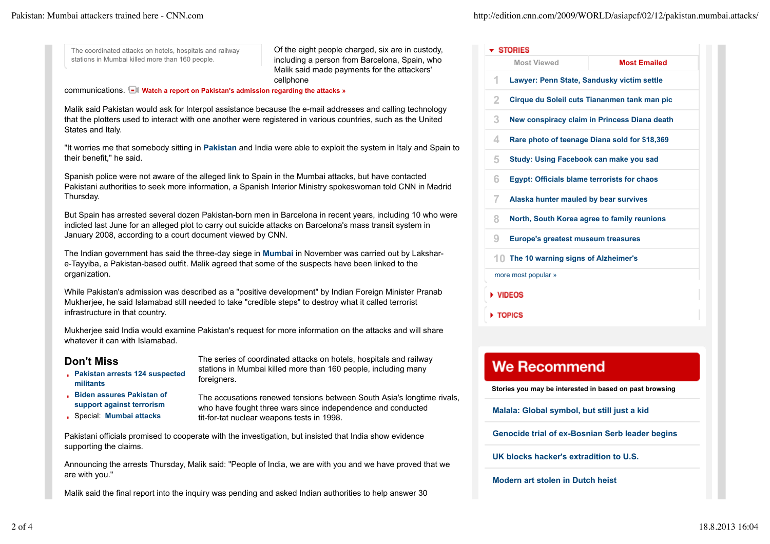The coordinated attacks on hotels, hospitals and railway stations in Mumbai killed more than 160 people.

Of the eight people charged, six are in custody, including a person from Barcelona, Spain, who Malik said made payments for the attackers' cellphone communications. **Watch a report on Pakistan's admission regarding the attacks »**

Malik said Pakistan would ask for Interpol assistance because the e-mail addresses and calling technology that the plotters used to interact with one another were registered in various countries, such as the United States and Italy.

"It worries me that somebody sitting in **Pakistan** and India were able to exploit the system in Italy and Spain to their benefit," he said.

Spanish police were not aware of the alleged link to Spain in the Mumbai attacks, but have contacted Pakistani authorities to seek more information, a Spanish Interior Ministry spokeswoman told CNN in Madrid Thursday.

But Spain has arrested several dozen Pakistan-born men in Barcelona in recent years, including 10 who were indicted last June for an alleged plot to carry out suicide attacks on Barcelona's mass transit system in January 2008, according to a court document viewed by CNN.

The Indian government has said the three-day siege in **Mumbai** in November was carried out by Lakshar-e-Tayyiba, a Pakistan-based outfit. Malik agreed that some of the suspects have been linked to the organization.

While Pakistan's admission was described as a "positive development" by Indian Foreign Minister Pranab Mukherjee, he said Islamabad still needed to take "credible steps" to destroy what it called terrorist infrastructure in that country.

Mukherjee said India would examine Pakistan's request for more information on the attacks and will share whatever it can with Islamabad.

## Don't Miss

- **Pakistan arrests 124 suspected militants**
- **Biden assures Pakistan of support against terrorism**
- Special: **Mumbai attacks**

The series of coordinated attacks on hotels, hospitals and railway stations in Mumbai killed more than 160 people, including many foreigners.

The accusations renewed tensions between South Asia's longtime rivals, who have fought three wars since independence and conducted tit-for-tat nuclear weapons tests in 1998.

Pakistani officials promised to cooperate with the investigation, but insisted that India show evidence supporting the claims.

Announcing the arrests Thursday, Malik said: "People of India, we are with you and we have proved that we are with you."

Malik said the final report into the inquiry was pending and asked Indian authorities to help answer 30

**STORIES**

Most Viewed | **Most Emailed**

1. **Lawyer: Penn State, Sandusky victim settle**
2. **Cirque du Soleil cuts Tiananmen tank man pic**
3. **New conspiracy claim in Princess Diana death**
4. **Rare photo of teenage Diana sold for $18,369**
5. **Study: Using Facebook can make you sad**
6. **Egypt: Officials blame terrorists for chaos**
7. **Alaska hunter mauled by bear survives**
8. **North, South Korea agree to family reunions**
9. **Europe's greatest museum treasures**
10. **The 10 warning signs of Alzheimer's**

more most popular »

**VIDEOS**

**TOPICS**

## We Recommend

**Stories you may be interested in based on past browsing**

**Malala: Global symbol, but still just a kid**

**Genocide trial of ex-Bosnian Serb leader begins**

**UK blocks hacker's extradition to U.S.**

**Modern art stolen in Dutch heist**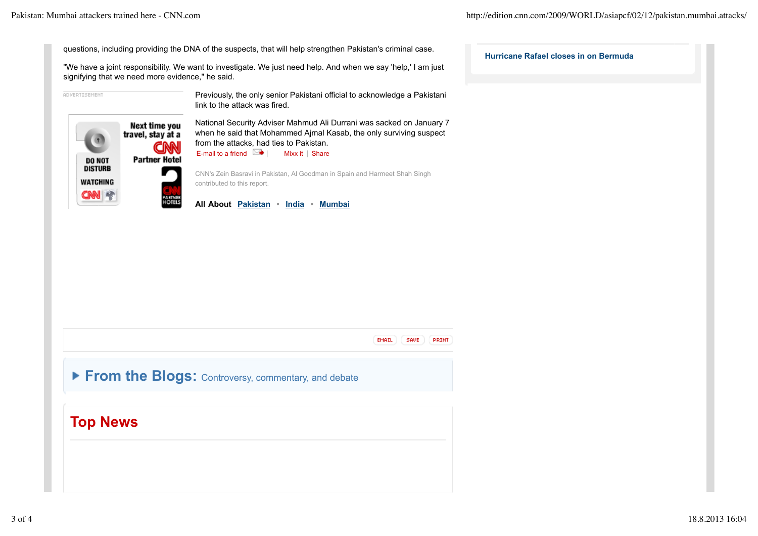questions, including providing the DNA of the suspects, that will help strengthen Pakistan's criminal case.

"We have a joint responsibility. We want to investigate. We just need help. And when we say 'help,' I am just signifying that we need more evidence," he said.

ADVERTISEMENT

Previously, the only senior Pakistani official to acknowledge a Pakistani link to the attack was fired.

National Security Adviser Mahmud Ali Durrani was sacked on January 7 when he said that Mohammed Ajmal Kasab, the only surviving suspect from the attacks, had ties to Pakistan.

E-mail to a friend | Mixx it | Share

CNN's Zein Basravi in Pakistan, Al Goodman in Spain and Harmeet Shah Singh contributed to this report.

**All About** Pakistan • India • Mumbai

EMAIL SAVE PRINT

**From the Blogs:** Controversy, commentary, and debate

## Top News

Hurricane Rafael closes in on Bermuda